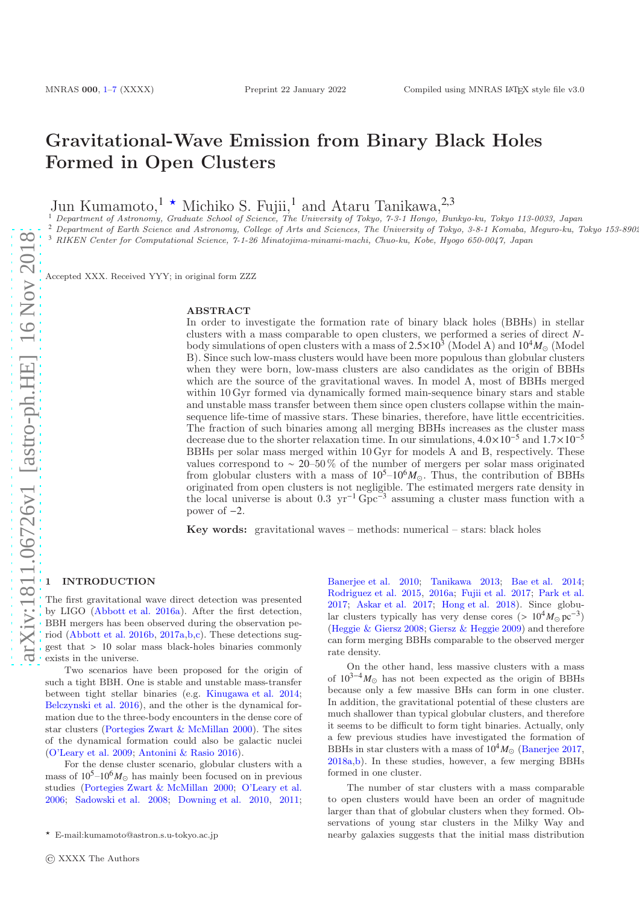# Gravitational-Wave Emission from Binary Black Holes Formed in Open Clusters

Jun Kumamoto,[1] ⋆ Michiko S. Fujii,[1] and Ataru Tanikawa,[2,3]

[1] Department of Astronomy, Graduate School of Science, The University of Tokyo, 7-3-1 Hongo, Bunkyo-ku, Tokyo 113-0033, Japan
[2] Department of Earth Science and Astronomy, College of Arts and Sciences, The University of Tokyo, 3-8-1 Komaba, Meguro-ku, Tokyo 153-8902
[3] RIKEN Center for Computational Science, 7-1-26 Minatojima-minami-machi, Chuo-ku, Kobe, Hyogo 650-0047, Japan

Accepted XXX. Received YYY; in original form ZZZ

## ABSTRACT

In order to investigate the formation rate of binary black holes (BBHs) in stellar clusters with a mass comparable to open clusters, we performed a series of direct $N$-body simulations of open clusters with a mass of $2.5\times10^3$ (Model A) and $10^4 M_\odot$ (Model B). Since such low-mass clusters would have been more populous than globular clusters when they were born, low-mass clusters are also candidates as the origin of BBHs which are the source of the gravitational waves. In model A, most of BBHs merged within 10 Gyr formed via dynamically formed main-sequence binary stars and stable and unstable mass transfer between them since open clusters collapse within the main-sequence life-time of massive stars. These binaries, therefore, have little eccentricities. The fraction of such binaries among all merging BBHs increases as the cluster mass decrease due to the shorter relaxation time. In our simulations, $4.0\times10^{-5}$ and $1.7\times10^{-5}$ BBHs per solar mass merged within 10 Gyr for models A and B, respectively. These values correspond to $\sim$ 20–50 % of the number of mergers per solar mass originated from globular clusters with a mass of $10^5$–$10^6 M_\odot$. Thus, the contribution of BBHs originated from open clusters is not negligible. The estimated mergers rate density in the local universe is about 0.3 $\mathrm{yr}^{-1}\,\mathrm{Gpc}^{-3}$ assuming a cluster mass function with a power of $-2$.

**Key words:** gravitational waves – methods: numerical – stars: black holes

## 1 INTRODUCTION

The first gravitational wave direct detection was presented by LIGO (Abbott et al. 2016a). After the first detection, BBH mergers has been observed during the observation period (Abbott et al. 2016b, 2017a,b,c). These detections suggest that > 10 solar mass black-holes binaries commonly exists in the universe.

Two scenarios have been proposed for the origin of such a tight BBH. One is stable and unstable mass-transfer between tight stellar binaries (e.g. Kinugawa et al. 2014; Belczynski et al. 2016), and the other is the dynamical formation due to the three-body encounters in the dense core of star clusters (Portegies Zwart & McMillan 2000). The sites of the dynamical formation could also be galactic nuclei (O'Leary et al. 2009; Antonini & Rasio 2016).

For the dense cluster scenario, globular clusters with a mass of $10^5$–$10^6 M_\odot$ has mainly been focused on in previous studies (Portegies Zwart & McMillan 2000; O'Leary et al. 2006; Sadowski et al. 2008; Downing et al. 2010, 2011; Banerjee et al. 2010; Tanikawa 2013; Bae et al. 2014; Rodriguez et al. 2015, 2016a; Fujii et al. 2017; Park et al. 2017; Askar et al. 2017; Hong et al. 2018). Since globular clusters typically has very dense cores (> $10^4 M_\odot\,\mathrm{pc}^{-3}$) (Heggie & Giersz 2008; Giersz & Heggie 2009) and therefore can form merging BBHs comparable to the observed merger rate density.

On the other hand, less massive clusters with a mass of $10^{3-4} M_\odot$ has not been expected as the origin of BBHs because only a few massive BHs can form in one cluster. In addition, the gravitational potential of these clusters are much shallower than typical globular clusters, and therefore it seems to be difficult to form tight binaries. Actually, only a few previous studies have investigated the formation of BBHs in star clusters with a mass of $10^4 M_\odot$ (Banerjee 2017, 2018a,b). In these studies, however, a few merging BBHs formed in one cluster.

The number of star clusters with a mass comparable to open clusters would have been an order of magnitude larger than that of globular clusters when they formed. Observations of young star clusters in the Milky Way and nearby galaxies suggests that the initial mass distribution

⋆ E-mail:kumamoto@astron.s.u-tokyo.ac.jp

© XXXX The Authors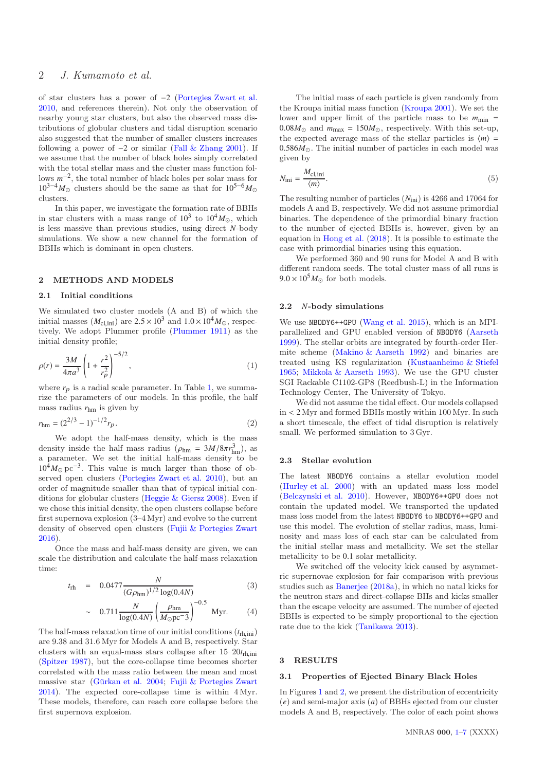of star clusters has a power of −2 (Portegies Zwart et al. 2010, and references therein). Not only the observation of nearby young star clusters, but also the observed mass distributions of globular clusters and tidal disruption scenario also suggested that the number of smaller clusters increases following a power of −2 or similar (Fall & Zhang 2001). If we assume that the number of black holes simply correlated with the total stellar mass and the cluster mass function follows $m^{-2}$, the total number of black holes per solar mass for $10^{3-4} M_{\odot}$ clusters should be the same as that for $10^{5-6} M_{\odot}$ clusters.

In this paper, we investigate the formation rate of BBHs in star clusters with a mass range of $10^3$ to $10^4 M_{\odot}$, which is less massive than previous studies, using direct $N$-body simulations. We show a new channel for the formation of BBHs which is dominant in open clusters.

## 2 METHODS AND MODELS

### 2.1 Initial conditions

We simulated two cluster models (A and B) of which the initial masses ($M_{\rm cl,ini}$) are $2.5 \times 10^3$ and $1.0 \times 10^4 M_{\odot}$, respectively. We adopt Plummer profile (Plummer 1911) as the initial density profile;

$$\rho(r) = \frac{3M}{4\pi a^3}\left(1 + \frac{r^2}{r_p^2}\right)^{-5/2}, \tag{1}$$

where $r_p$ is a radial scale parameter. In Table 1, we summarize the parameters of our models. In this profile, the half mass radius $r_{\rm hm}$ is given by

$$r_{\rm hm} = (2^{2/3} - 1)^{-1/2} r_p. \tag{2}$$

We adopt the half-mass density, which is the mass density inside the half mass radius ($\rho_{\rm hm} = 3M/8\pi r_{\rm hm}^3$), as a parameter. We set the initial half-mass density to be $10^4 M_{\odot}\,{\rm pc}^{-3}$. This value is much larger than those of observed open clusters (Portegies Zwart et al. 2010), but an order of magnitude smaller than that of typical initial conditions for globular clusters (Heggie & Giersz 2008). Even if we chose this initial density, the open clusters collapse before first supernova explosion (3–4 Myr) and evolve to the current density of observed open clusters (Fujii & Portegies Zwart 2016).

Once the mass and half-mass density are given, we can scale the distribution and calculate the half-mass relaxation time:

$$t_{\rm rh} = 0.0477 \frac{N}{(G\rho_{\rm hm})^{1/2} \log(0.4N)} \tag{3}$$

$$\sim 0.711 \frac{N}{\log(0.4N)} \left(\frac{\rho_{\rm hm}}{M_{\odot}{\rm pc}^{-3}}\right)^{-0.5} {\rm Myr}. \tag{4}$$

The half-mass relaxation time of our initial conditions ($t_{\rm rh,ini}$) are 9.38 and 31.6 Myr for Models A and B, respectively. Star clusters with an equal-mass stars collapse after 15–20$t_{\rm rh,ini}$ (Spitzer 1987), but the core-collapse time becomes shorter correlated with the mass ratio between the mean and most massive star (Gürkan et al. 2004; Fujii & Portegies Zwart 2014). The expected core-collapse time is within 4 Myr. These models, therefore, can reach core collapse before the first supernova explosion.

The initial mass of each particle is given randomly from the Kroupa initial mass function (Kroupa 2001). We set the lower and upper limit of the particle mass to be $m_{\rm min} = 0.08 M_{\odot}$ and $m_{\rm max} = 150 M_{\odot}$, respectively. With this set-up, the expected average mass of the stellar particles is $\langle m \rangle = 0.586 M_{\odot}$. The initial number of particles in each model was given by

$$N_{\rm ini} = \frac{M_{\rm cl,ini}}{\langle m \rangle}. \tag{5}$$

The resulting number of particles ($N_{\rm ini}$) is 4266 and 17064 for models A and B, respectively. We did not assume primordial binaries. The dependence of the primordial binary fraction to the number of ejected BBHs is, however, given by an equation in Hong et al. (2018). It is possible to estimate the case with primordial binaries using this equation.

We performed 360 and 90 runs for Model A and B with different random seeds. The total cluster mass of all runs is $9.0 \times 10^5 M_{\odot}$ for both models.

### 2.2 $N$-body simulations

We use NBODY6++GPU (Wang et al. 2015), which is an MPI-parallelized and GPU enabled version of NBODY6 (Aarseth 1999). The stellar orbits are integrated by fourth-order Hermite scheme (Makino & Aarseth 1992) and binaries are treated using KS regularization (Kustaanheimo & Stiefel 1965; Mikkola & Aarseth 1993). We use the GPU cluster SGI Rackable C1102-GP8 (Reedbush-L) in the Information Technology Center, The University of Tokyo.

We did not assume the tidal effect. Our models collapsed in $< 2$ Myr and formed BBHs mostly within 100 Myr. In such a short timescale, the effect of tidal disruption is relatively small. We performed simulation to 3 Gyr.

### 2.3 Stellar evolution

The latest NBODY6 contains a stellar evolution model (Hurley et al. 2000) with an updated mass loss model (Belczynski et al. 2010). However, NBODY6++GPU does not contain the updated model. We transported the updated mass loss model from the latest NBODY6 to NBODY6++GPU and use this model. The evolution of stellar radius, mass, luminosity and mass loss of each star can be calculated from the initial stellar mass and metallicity. We set the stellar metallicity to be 0.1 solar metallicity.

We switched off the velocity kick caused by asymmetric supernovae explosion for fair comparison with previous studies such as Banerjee (2018a), in which no natal kicks for the neutron stars and direct-collapse BHs and kicks smaller than the escape velocity are assumed. The number of ejected BBHs is expected to be simply proportional to the ejection rate due to the kick (Tanikawa 2013).

## 3 RESULTS

### 3.1 Properties of Ejected Binary Black Holes

In Figures 1 and 2, we present the distribution of eccentricity ($e$) and semi-major axis ($a$) of BBHs ejected from our cluster models A and B, respectively. The color of each point shows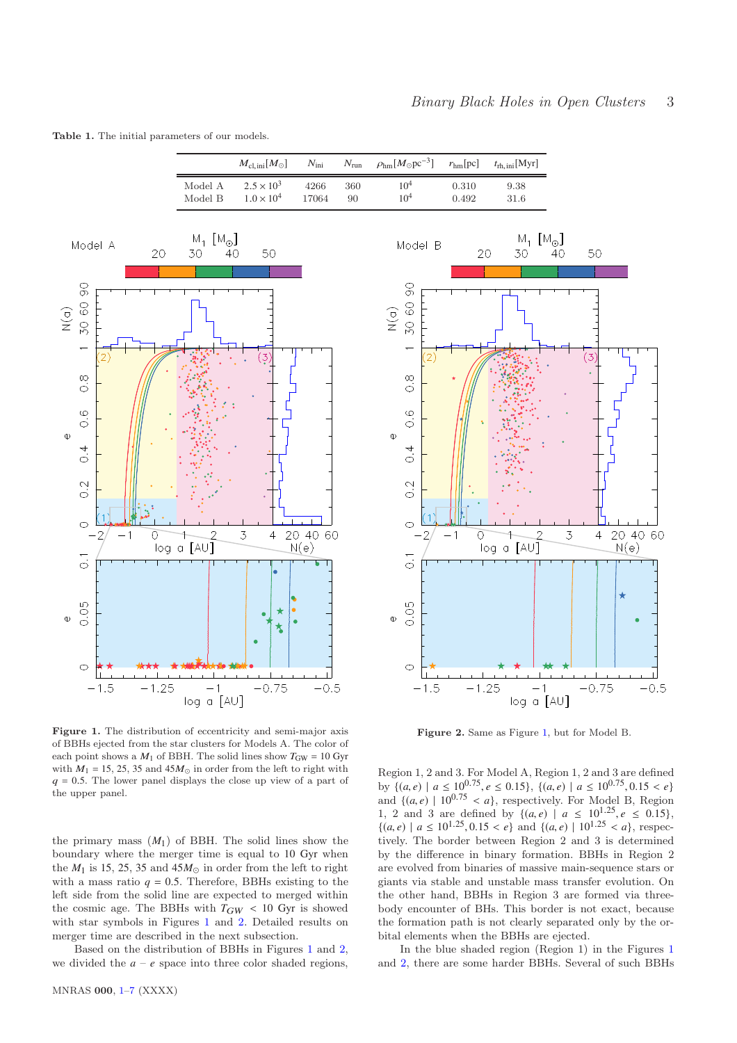**Table 1.** The initial parameters of our models.

| | $M_{\rm cl,ini}[M_\odot]$ | $N_{\rm ini}$ | $N_{\rm run}$ | $\rho_{\rm hm}[M_\odot {\rm pc}^{-3}]$ | $r_{\rm hm}$[pc] | $t_{\rm rh,ini}$[Myr] |
|---|---|---|---|---|---|---|
| Model A | $2.5 \times 10^3$ | 4266 | 360 | $10^4$ | 0.310 | 9.38 |
| Model B | $1.0 \times 10^4$ | 17064 | 90 | $10^4$ | 0.492 | 31.6 |

Model A

$M_1$ $[M_\odot]$

20 30 40 50

N(a)

e

log a [AU]

N(e)

(1) (2) (3)

**Figure 1.** The distribution of eccentricity and semi-major axis of BBHs ejected from the star clusters for Models A. The color of each point shows a $M_1$ of BBH. The solid lines show $T_{\rm GW} = 10$ Gyr with $M_1 = 15$, 25, 35 and $45 M_\odot$ in order from the left to right with $q = 0.5$. The lower panel displays the close up view of a part of the upper panel.

Model B

$M_1$ $[M_\odot]$

20 30 40 50

N(a)

e

log a [AU]

N(e)

(1) (2) (3)

**Figure 2.** Same as Figure 1, but for Model B.

the primary mass ($M_1$) of BBH. The solid lines show the boundary where the merger time is equal to 10 Gyr when the $M_1$ is 15, 25, 35 and $45 M_\odot$ in order from the left to right with a mass ratio $q = 0.5$. Therefore, BBHs existing to the left side from the solid line are expected to merged within the cosmic age. The BBHs with $T_{GW} < 10$ Gyr is showed with star symbols in Figures 1 and 2. Detailed results on merger time are described in the next subsection.

Based on the distribution of BBHs in Figures 1 and 2, we divided the $a - e$ space into three color shaded regions, Region 1, 2 and 3. For Model A, Region 1, 2 and 3 are defined by $\{(a, e) \mid a \leq 10^{0.75}, e \leq 0.15\}$, $\{(a, e) \mid a \leq 10^{0.75}, 0.15 < e\}$ and $\{(a, e) \mid 10^{0.75} < a\}$, respectively. For Model B, Region 1, 2 and 3 are defined by $\{(a, e) \mid a \leq 10^{1.25}, e \leq 0.15\}$, $\{(a, e) \mid a \leq 10^{1.25}, 0.15 < e\}$ and $\{(a, e) \mid 10^{1.25} < a\}$, respectively. The border between Region 2 and 3 is determined by the difference in binary formation. BBHs in Region 2 are evolved from binaries of massive main-sequence stars or giants via stable and unstable mass transfer evolution. On the other hand, BBHs in Region 3 are formed via three-body encounter of BHs. This border is not exact, because the formation path is not clearly separated only by the orbital elements when the BBHs are ejected.

In the blue shaded region (Region 1) in the Figures 1 and 2, there are some harder BBHs. Several of such BBHs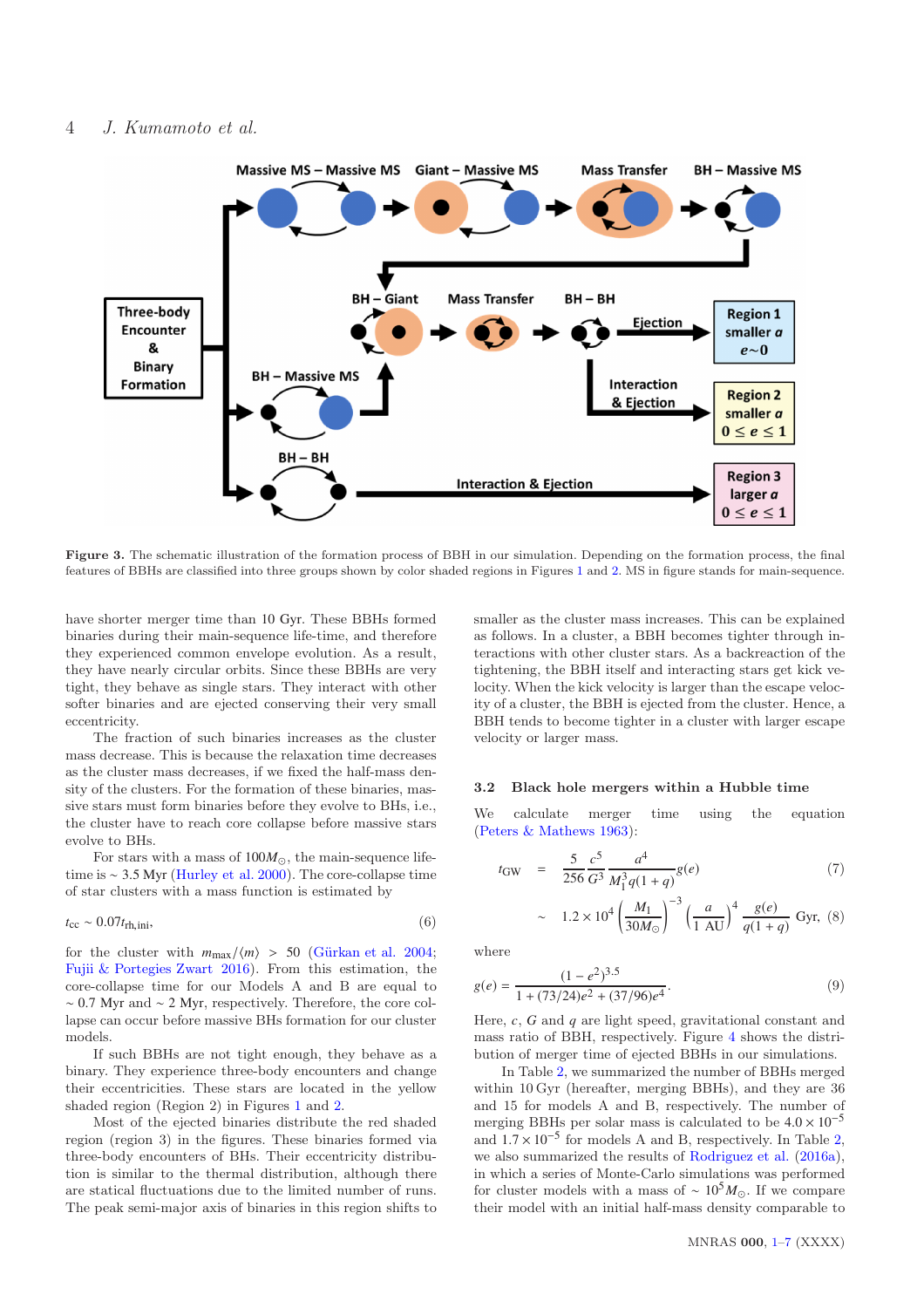Massive MS – Massive MS

Giant – Massive MS

Mass Transfer

BH – Massive MS

Three-body Encounter & Binary Formation

BH – Giant

Mass Transfer

BH – BH

Ejection

Region 1 smaller $a$ $e \sim 0$

BH – Massive MS

Interaction & Ejection

Region 2 smaller $a$ $0 \leq e \leq 1$

BH – BH

Interaction & Ejection

Region 3 larger $a$ $0 \leq e \leq 1$

**Figure 3.** The schematic illustration of the formation process of BBH in our simulation. Depending on the formation process, the final features of BBHs are classified into three groups shown by color shaded regions in Figures 1 and 2. MS in figure stands for main-sequence.

have shorter merger time than 10 Gyr. These BBHs formed binaries during their main-sequence life-time, and therefore they experienced common envelope evolution. As a result, they have nearly circular orbits. Since these BBHs are very tight, they behave as single stars. They interact with other softer binaries and are ejected conserving their very small eccentricity.

The fraction of such binaries increases as the cluster mass decrease. This is because the relaxation time decreases as the cluster mass decreases, if we fixed the half-mass density of the clusters. For the formation of these binaries, massive stars must form binaries before they evolve to BHs, i.e., the cluster have to reach core collapse before massive stars evolve to BHs.

For stars with a mass of $100M_{\odot}$, the main-sequence lifetime is $\sim 3.5$ Myr (Hurley et al. 2000). The core-collapse time of star clusters with a mass function is estimated by

$$t_{\rm cc} \sim 0.07 t_{\rm rh,ini}, \tag{6}$$

for the cluster with $m_{\rm max}/\langle m \rangle > 50$ (Gürkan et al. 2004; Fujii & Portegies Zwart 2016). From this estimation, the core-collapse time for our Models A and B are equal to $\sim 0.7$ Myr and $\sim 2$ Myr, respectively. Therefore, the core collapse can occur before massive BHs formation for our cluster models.

If such BBHs are not tight enough, they behave as a binary. They experience three-body encounters and change their eccentricities. These stars are located in the yellow shaded region (Region 2) in Figures 1 and 2.

Most of the ejected binaries distribute the red shaded region (region 3) in the figures. These binaries formed via three-body encounters of BHs. Their eccentricity distribution is similar to the thermal distribution, although there are statical fluctuations due to the limited number of runs. The peak semi-major axis of binaries in this region shifts to smaller as the cluster mass increases. This can be explained as follows. In a cluster, a BBH becomes tighter through interactions with other cluster stars. As a backreaction of the tightening, the BBH itself and interacting stars get kick velocity. When the kick velocity is larger than the escape velocity of a cluster, the BBH is ejected from the cluster. Hence, a BBH tends to become tighter in a cluster with larger escape velocity or larger mass.

### 3.2 Black hole mergers within a Hubble time

We calculate merger time using the equation (Peters & Mathews 1963):

$$t_{\rm GW} = \frac{5}{256}\frac{c^5}{G^3}\frac{a^4}{M_1^3 q(1+q)} g(e) \tag{7}$$

$$\sim 1.2 \times 10^4 \left(\frac{M_1}{30M_{\odot}}\right)^{-3} \left(\frac{a}{1\ {\rm AU}}\right)^4 \frac{g(e)}{q(1+q)}\ {\rm Gyr}, \tag{8}$$

where

$$g(e) = \frac{(1-e^2)^{3.5}}{1 + (73/24)e^2 + (37/96)e^4}. \tag{9}$$

Here, $c$, $G$ and $q$ are light speed, gravitational constant and mass ratio of BBH, respectively. Figure 4 shows the distribution of merger time of ejected BBHs in our simulations.

In Table 2, we summarized the number of BBHs merged within 10 Gyr (hereafter, merging BBHs), and they are 36 and 15 for models A and B, respectively. The number of merging BBHs per solar mass is calculated to be $4.0 \times 10^{-5}$ and $1.7 \times 10^{-5}$ for models A and B, respectively. In Table 2, we also summarized the results of Rodriguez et al. (2016a), in which a series of Monte-Carlo simulations was performed for cluster models with a mass of $\sim 10^5 M_{\odot}$. If we compare their model with an initial half-mass density comparable to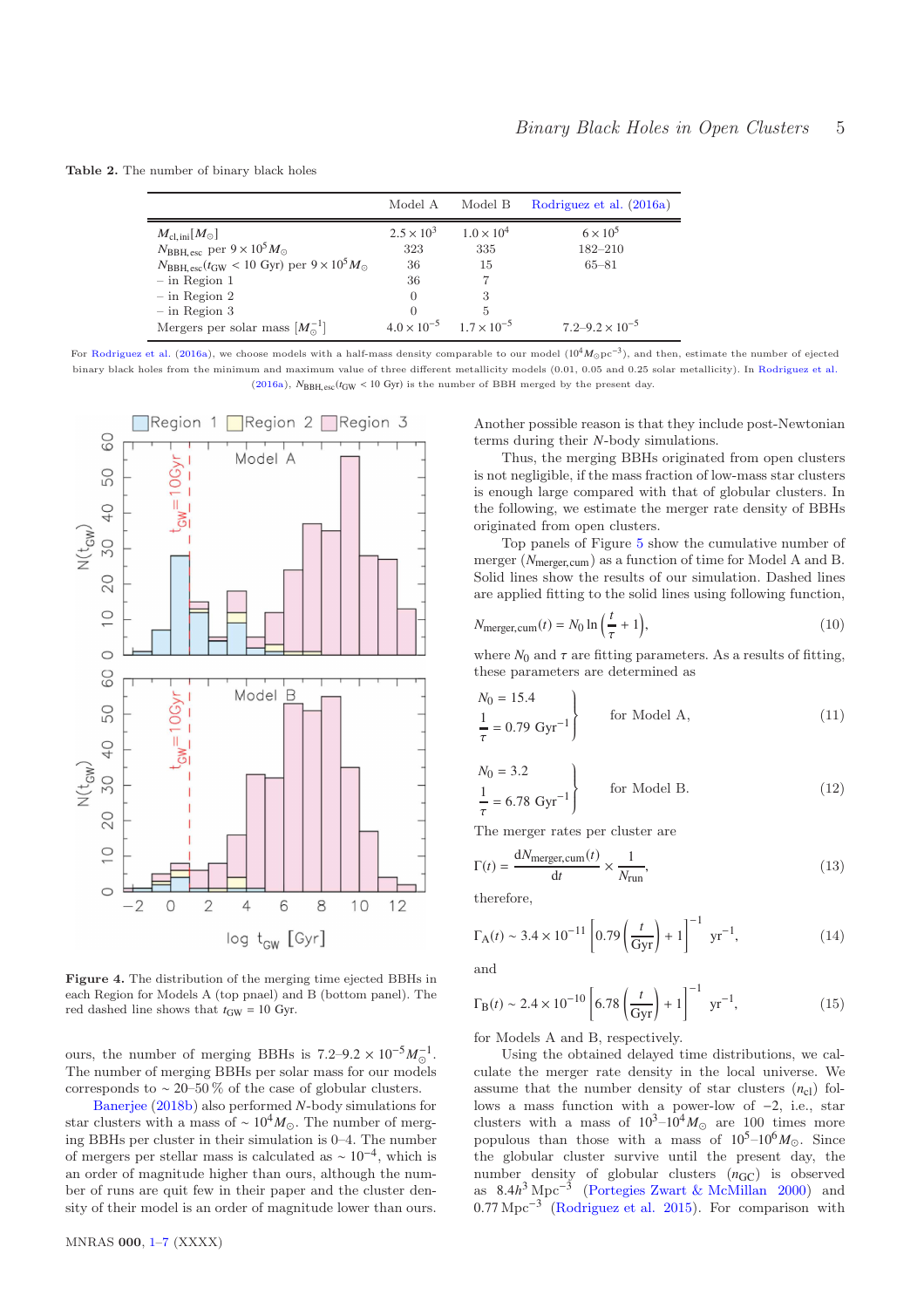**Table 2.** The number of binary black holes

| | Model A | Model B | Rodriguez et al. (2016a) |
|---|---|---|---|
| $M_{\rm cl,ini}[M_\odot]$ | $2.5\times10^3$ | $1.0\times10^4$ | $6\times10^5$ |
| $N_{\rm BBH,esc}$ per $9\times10^5 M_\odot$ | 323 | 335 | 182–210 |
| $N_{\rm BBH,esc}(t_{\rm GW}<10$ Gyr) per $9\times10^5 M_\odot$ | 36 | 15 | 65–81 |
| – in Region 1 | 36 | 7 | |
| – in Region 2 | 0 | 3 | |
| – in Region 3 | 0 | 5 | |
| Mergers per solar mass $[M_\odot^{-1}]$ | $4.0\times10^{-5}$ | $1.7\times10^{-5}$ | $7.2$–$9.2\times10^{-5}$ |

For Rodriguez et al. (2016a), we choose models with a half-mass density comparable to our model ($10^4 M_\odot$pc$^{-3}$), and then, estimate the number of ejected binary black holes from the minimum and maximum value of three different metallicity models (0.01, 0.05 and 0.25 solar metallicity). In Rodriguez et al. (2016a), $N_{\rm BBH,esc}(t_{\rm GW}<10$ Gyr) is the number of BBH merged by the present day.

Region 1 Region 2 Region 3

Model A

Model B

$t_{\rm GW}$=10Gyr

$N(t_{\rm GW})$

log $t_{\rm GW}$ [Gyr]

**Figure 4.** The distribution of the merging time ejected BBHs in each Region for Models A (top pnael) and B (bottom panel). The red dashed line shows that $t_{\rm GW}$ = 10 Gyr.

ours, the number of merging BBHs is $7.2$–$9.2\times10^{-5} M_\odot^{-1}$. The number of merging BBHs per solar mass for our models corresponds to ~ 20–50 % of the case of globular clusters.

Banerjee (2018b) also performed $N$-body simulations for star clusters with a mass of ~ $10^4 M_\odot$. The number of merging BBHs per cluster in their simulation is 0–4. The number of mergers per stellar mass is calculated as ~ $10^{-4}$, which is an order of magnitude higher than ours, although the number of runs are quit few in their paper and the cluster density of their model is an order of magnitude lower than ours. Another possible reason is that they include post-Newtonian terms during their $N$-body simulations.

Thus, the merging BBHs originated from open clusters is not negligible, if the mass fraction of low-mass star clusters is enough large compared with that of globular clusters. In the following, we estimate the merger rate density of BBHs originated from open clusters.

Top panels of Figure 5 show the cumulative number of merger ($N_{\rm merger,cum}$) as a function of time for Model A and B. Solid lines show the results of our simulation. Dashed lines are applied fitting to the solid lines using following function,

$$N_{\rm merger,cum}(t) = N_0 \ln\left(\frac{t}{\tau}+1\right), \quad (10)$$

where $N_0$ and $\tau$ are fitting parameters. As a results of fitting, these parameters are determined as

$$\left.\begin{array}{l} N_0 = 15.4 \\ \dfrac{1}{\tau} = 0.79\ {\rm Gyr}^{-1} \end{array}\right\} \quad \text{for Model A}, \quad (11)$$

$$\left.\begin{array}{l} N_0 = 3.2 \\ \dfrac{1}{\tau} = 6.78\ {\rm Gyr}^{-1} \end{array}\right\} \quad \text{for Model B}. \quad (12)$$

The merger rates per cluster are

$$\Gamma(t) = \frac{{\rm d}N_{\rm merger,cum}(t)}{{\rm d}t} \times \frac{1}{N_{\rm run}}, \quad (13)$$

therefore,

$$\Gamma_{\rm A}(t) \sim 3.4\times10^{-11}\left[0.79\left(\frac{t}{\rm Gyr}\right)+1\right]^{-1}\ {\rm yr}^{-1}, \quad (14)$$

and

$$\Gamma_{\rm B}(t) \sim 2.4\times10^{-10}\left[6.78\left(\frac{t}{\rm Gyr}\right)+1\right]^{-1}\ {\rm yr}^{-1}, \quad (15)$$

for Models A and B, respectively.

Using the obtained delayed time distributions, we calculate the merger rate density in the local universe. We assume that the number density of star clusters ($n_{\rm cl}$) follows a mass function with a power-low of −2, i.e., star clusters with a mass of $10^3$–$10^4 M_\odot$ are 100 times more populous than those with a mass of $10^5$–$10^6 M_\odot$. Since the globular cluster survive until the present day, the number density of globular clusters ($n_{\rm GC}$) is observed as $8.4h^3$ Mpc$^{-3}$ (Portegies Zwart & McMillan 2000) and 0.77 Mpc$^{-3}$ (Rodriguez et al. 2015). For comparison with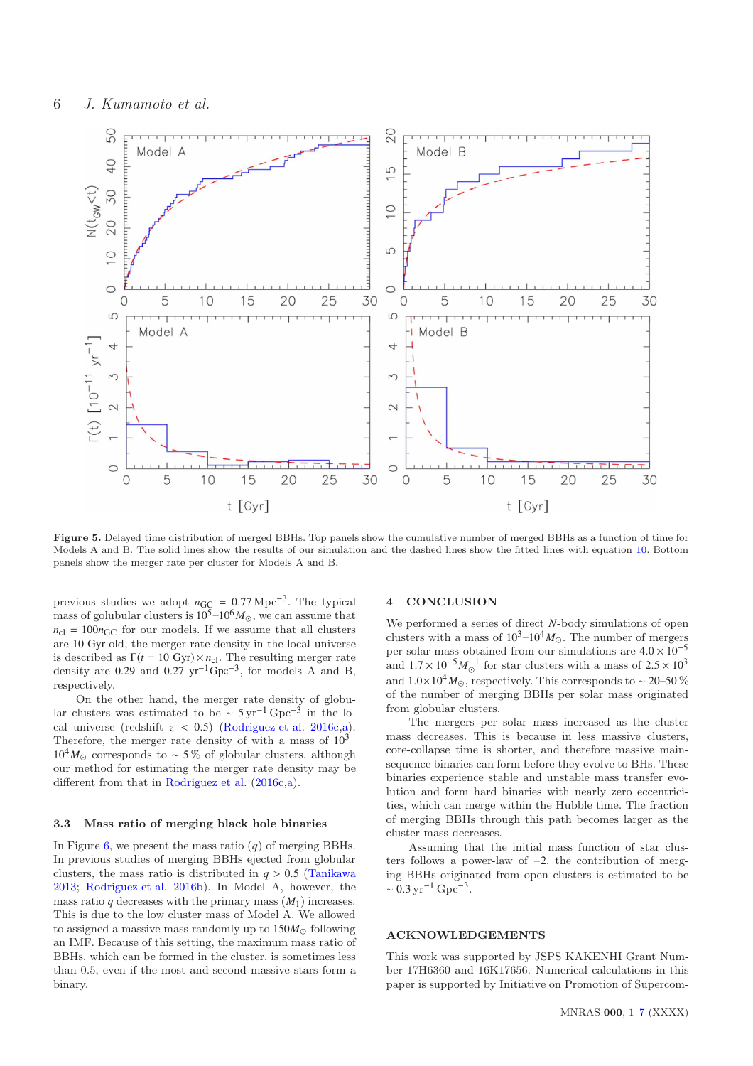Model A

Model B

$N(t_{GW}<t)$

0 10 20 30 40 50

0 5 10 15 20

0 5 10 15 20 25 30

Model A

Model B

$\Gamma(t)$ [$10^{-11}$ yr$^{-1}$]

0 1 2 3 4 5

0 5 10 15 20 25 30

t [Gyr]

t [Gyr]

**Figure 5.** Delayed time distribution of merged BBHs. Top panels show the cumulative number of merged BBHs as a function of time for Models A and B. The solid lines show the results of our simulation and the dashed lines show the fitted lines with equation 10. Bottom panels show the merger rate per cluster for Models A and B.

previous studies we adopt $n_{\rm GC} = 0.77\,{\rm Mpc}^{-3}$. The typical mass of golubular clusters is $10^5$–$10^6 M_{\odot}$, we can assume that $n_{\rm cl} = 100 n_{\rm GC}$ for our models. If we assume that all clusters are 10 Gyr old, the merger rate density in the local universe is described as $\Gamma(t = 10\ {\rm Gyr}) \times n_{\rm cl}$. The resulting merger rate density are 0.29 and 0.27 ${\rm yr}^{-1}{\rm Gpc}^{-3}$, for models A and B, respectively.

On the other hand, the merger rate density of globular clusters was estimated to be $\sim 5\,{\rm yr}^{-1}\,{\rm Gpc}^{-3}$ in the local universe (redshift $z < 0.5$) (Rodriguez et al. 2016c,a). Therefore, the merger rate density of with a mass of $10^3$–$10^4 M_{\odot}$ corresponds to $\sim 5\,\%$ of globular clusters, although our method for estimating the merger rate density may be different from that in Rodriguez et al. (2016c,a).

### 3.3 Mass ratio of merging black hole binaries

In Figure 6, we present the mass ratio ($q$) of merging BBHs. In previous studies of merging BBHs ejected from globular clusters, the mass ratio is distributed in $q > 0.5$ (Tanikawa 2013; Rodriguez et al. 2016b). In Model A, however, the mass ratio $q$ decreases with the primary mass ($M_1$) increases. This is due to the low cluster mass of Model A. We allowed to assigned a massive mass randomly up to $150 M_{\odot}$ following an IMF. Because of this setting, the maximum mass ratio of BBHs, which can be formed in the cluster, is sometimes less than 0.5, even if the most and second massive stars form a binary.

## 4 CONCLUSION

We performed a series of direct $N$-body simulations of open clusters with a mass of $10^3$–$10^4 M_{\odot}$. The number of mergers per solar mass obtained from our simulations are $4.0 \times 10^{-5}$ and $1.7 \times 10^{-5} M_{\odot}^{-1}$ for star clusters with a mass of $2.5 \times 10^3$ and $1.0 \times 10^4 M_{\odot}$, respectively. This corresponds to $\sim$ 20–50 % of the number of merging BBHs per solar mass originated from globular clusters.

The mergers per solar mass increased as the cluster mass decreases. This is because in less massive clusters, core-collapse time is shorter, and therefore massive main-sequence binaries can form before they evolve to BHs. These binaries experience stable and unstable mass transfer evolution and form hard binaries with nearly zero eccentricities, which can merge within the Hubble time. The fraction of merging BBHs through this path becomes larger as the cluster mass decreases.

Assuming that the initial mass function of star clusters follows a power-law of $-2$, the contribution of merging BBHs originated from open clusters is estimated to be $\sim 0.3\,{\rm yr}^{-1}\,{\rm Gpc}^{-3}$.

## ACKNOWLEDGEMENTS

This work was supported by JSPS KAKENHI Grant Number 17H6360 and 16K17656. Numerical calculations in this paper is supported by Initiative on Promotion of Supercom-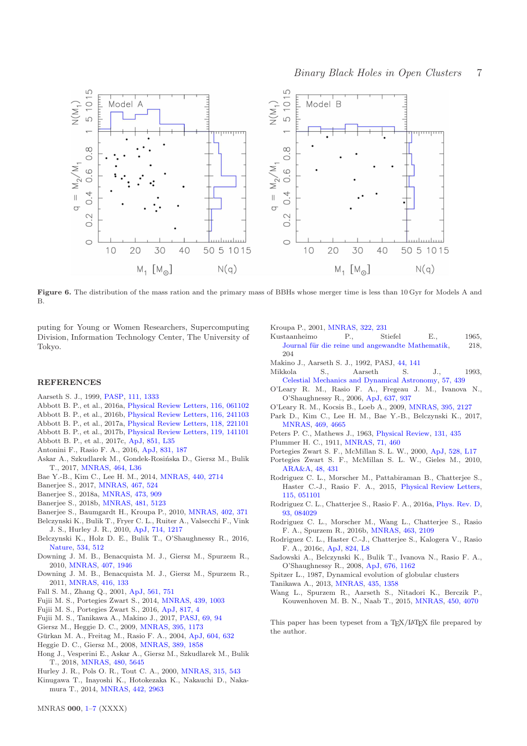Model A

N(M1)

1 5 10 15

q = M2/M1

0 0.2 0.4 0.6 0.8 1

10 20 30 40 50 5 10 15

M1 [M⊙]

N(q)

Model B

N(M1)

1 5 10 15

q = M2/M1

0 0.2 0.4 0.6 0.8 1

10 20 30 40 50 5 10 15

M1 [M⊙]

N(q)

**Figure 6.** The distribution of the mass ration and the primary mass of BBHs whose merger time is less than 10 Gyr for Models A and B.

puting for Young or Women Researchers, Supercomputing Division, Information Technology Center, The University of Tokyo.

## REFERENCES

Aarseth S. J., 1999, PASP, 111, 1333
Abbott B. P., et al., 2016a, Physical Review Letters, 116, 061102
Abbott B. P., et al., 2016b, Physical Review Letters, 116, 241103
Abbott B. P., et al., 2017a, Physical Review Letters, 118, 221101
Abbott B. P., et al., 2017b, Physical Review Letters, 119, 141101
Abbott B. P., et al., 2017c, ApJ, 851, L35
Antonini F., Rasio F. A., 2016, ApJ, 831, 187
Askar A., Szkudlarek M., Gondek-Rosińska D., Giersz M., Bulik T., 2017, MNRAS, 464, L36
Bae Y.-B., Kim C., Lee H. M., 2014, MNRAS, 440, 2714
Banerjee S., 2017, MNRAS, 467, 524
Banerjee S., 2018a, MNRAS, 473, 909
Banerjee S., 2018b, MNRAS, 481, 5123
Banerjee S., Baumgardt H., Kroupa P., 2010, MNRAS, 402, 371
Belczynski K., Bulik T., Fryer C. L., Ruiter A., Valsecchi F., Vink J. S., Hurley J. R., 2010, ApJ, 714, 1217
Belczynski K., Holz D. E., Bulik T., O'Shaughnessy R., 2016, Nature, 534, 512
Downing J. M. B., Benacquista M. J., Giersz M., Spurzem R., 2010, MNRAS, 407, 1946
Downing J. M. B., Benacquista M. J., Giersz M., Spurzem R., 2011, MNRAS, 416, 133
Fall S. M., Zhang Q., 2001, ApJ, 561, 751
Fujii M. S., Portegies Zwart S., 2014, MNRAS, 439, 1003
Fujii M. S., Portegies Zwart S., 2016, ApJ, 817, 4
Fujii M. S., Tanikawa A., Makino J., 2017, PASJ, 69, 94
Giersz M., Heggie D. C., 2009, MNRAS, 395, 1173
Gürkan M. A., Freitag M., Rasio F. A., 2004, ApJ, 604, 632
Heggie D. C., Giersz M., 2008, MNRAS, 389, 1858
Hong J., Vesperini E., Askar A., Giersz M., Szkudlarek M., Bulik T., 2018, MNRAS, 480, 5645
Hurley J. R., Pols O. R., Tout C. A., 2000, MNRAS, 315, 543
Kinugawa T., Inayoshi K., Hotokezaka K., Nakauchi D., Nakamura T., 2014, MNRAS, 442, 2963
Kroupa P., 2001, MNRAS, 322, 231
Kustaanheimo P., Stiefel E., 1965, Journal für die reine und angewandte Mathematik, 218, 204
Makino J., Aarseth S. J., 1992, PASJ, 44, 141
Mikkola S., Aarseth S. J., 1993, Celestial Mechanics and Dynamical Astronomy, 57, 439
O'Leary R. M., Rasio F. A., Fregeau J. M., Ivanova N., O'Shaughnessy R., 2006, ApJ, 637, 937
O'Leary R. M., Kocsis B., Loeb A., 2009, MNRAS, 395, 2127
Park D., Kim C., Lee H. M., Bae Y.-B., Belczynski K., 2017, MNRAS, 469, 4665
Peters P. C., Mathews J., 1963, Physical Review, 131, 435
Plummer H. C., 1911, MNRAS, 71, 460
Portegies Zwart S. F., McMillan S. L. W., 2000, ApJ, 528, L17
Portegies Zwart S. F., McMillan S. L. W., Gieles M., 2010, ARA&A, 48, 431
Rodriguez C. L., Morscher M., Pattabiraman B., Chatterjee S., Haster C.-J., Rasio F. A., 2015, Physical Review Letters, 115, 051101
Rodriguez C. L., Chatterjee S., Rasio F. A., 2016a, Phys. Rev. D, 93, 084029
Rodriguez C. L., Morscher M., Wang L., Chatterjee S., Rasio F. A., Spurzem R., 2016b, MNRAS, 463, 2109
Rodriguez C. L., Haster C.-J., Chatterjee S., Kalogera V., Rasio F. A., 2016c, ApJ, 824, L8
Sadowski A., Belczynski K., Bulik T., Ivanova N., Rasio F. A., O'Shaughnessy R., 2008, ApJ, 676, 1162
Spitzer L., 1987, Dynamical evolution of globular clusters
Tanikawa A., 2013, MNRAS, 435, 1358
Wang L., Spurzem R., Aarseth S., Nitadori K., Berczik P., Kouwenhoven M. B. N., Naab T., 2015, MNRAS, 450, 4070

This paper has been typeset from a TEX/LATEX file prepared by the author.